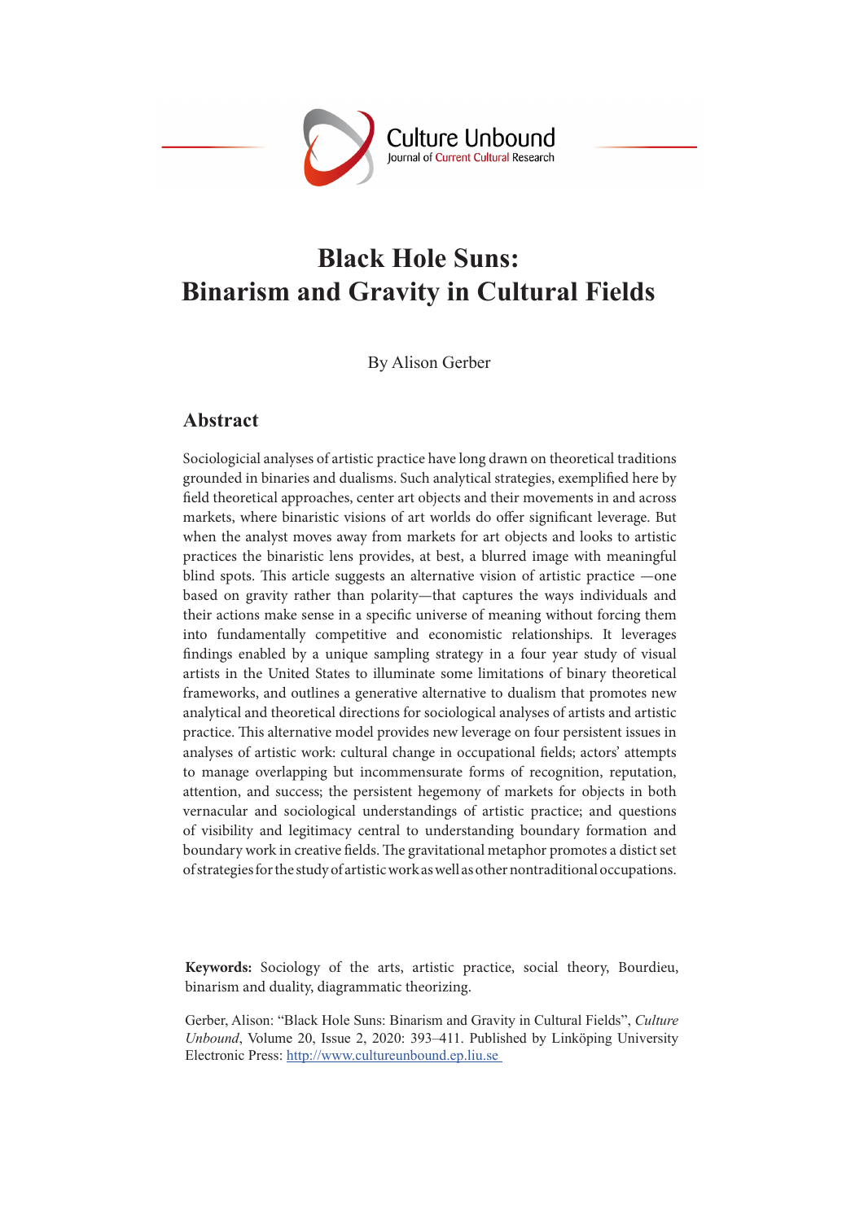# Black Hole Suns: Binarism and Gravity in Cultural Fields

By Alison Gerber

## Abstract

Sociologicial analyses of artistic practice have long drawn on theoretical traditions grounded in binaries and dualisms. Such analytical strategies, exemplified here by field theoretical approaches, center art objects and their movements in and across markets, where binaristic visions of art worlds do offer significant leverage. But when the analyst moves away from markets for art objects and looks to artistic practices the binaristic lens provides, at best, a blurred image with meaningful blind spots. This article suggests an alternative vision of artistic practice —one based on gravity rather than polarity—that captures the ways individuals and their actions make sense in a specific universe of meaning without forcing them into fundamentally competitive and economistic relationships. It leverages findings enabled by a unique sampling strategy in a four year study of visual artists in the United States to illuminate some limitations of binary theoretical frameworks, and outlines a generative alternative to dualism that promotes new analytical and theoretical directions for sociological analyses of artists and artistic practice. This alternative model provides new leverage on four persistent issues in analyses of artistic work: cultural change in occupational fields; actors' attempts to manage overlapping but incommensurate forms of recognition, reputation, attention, and success; the persistent hegemony of markets for objects in both vernacular and sociological understandings of artistic practice; and questions of visibility and legitimacy central to understanding boundary formation and boundary work in creative fields. The gravitational metaphor promotes a distict set of strategies for the study of artistic work as well as other nontraditional occupations.

**Keywords:** Sociology of the arts, artistic practice, social theory, Bourdieu, binarism and duality, diagrammatic theorizing.

Gerber, Alison: "Black Hole Suns: Binarism and Gravity in Cultural Fields", *Culture Unbound*, Volume 20, Issue 2, 2020: 393–411. Published by Linköping University Electronic Press: http://www.cultureunbound.ep.liu.se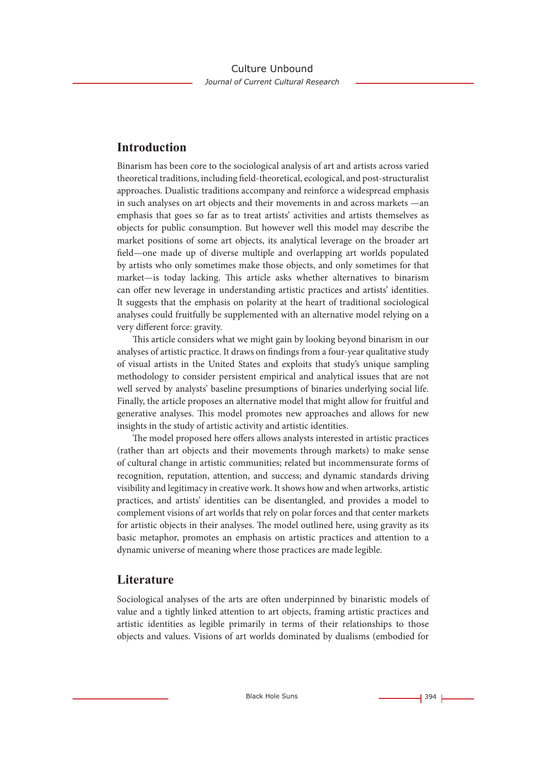## Introduction

Binarism has been core to the sociological analysis of art and artists across varied theoretical traditions, including field-theoretical, ecological, and post-structuralist approaches. Dualistic traditions accompany and reinforce a widespread emphasis in such analyses on art objects and their movements in and across markets —an emphasis that goes so far as to treat artists' activities and artists themselves as objects for public consumption. But however well this model may describe the market positions of some art objects, its analytical leverage on the broader art field—one made up of diverse multiple and overlapping art worlds populated by artists who only sometimes make those objects, and only sometimes for that market—is today lacking. This article asks whether alternatives to binarism can offer new leverage in understanding artistic practices and artists' identities. It suggests that the emphasis on polarity at the heart of traditional sociological analyses could fruitfully be supplemented with an alternative model relying on a very different force: gravity.

This article considers what we might gain by looking beyond binarism in our analyses of artistic practice. It draws on findings from a four-year qualitative study of visual artists in the United States and exploits that study's unique sampling methodology to consider persistent empirical and analytical issues that are not well served by analysts' baseline presumptions of binaries underlying social life. Finally, the article proposes an alternative model that might allow for fruitful and generative analyses. This model promotes new approaches and allows for new insights in the study of artistic activity and artistic identities.

The model proposed here offers allows analysts interested in artistic practices (rather than art objects and their movements through markets) to make sense of cultural change in artistic communities; related but incommensurate forms of recognition, reputation, attention, and success; and dynamic standards driving visibility and legitimacy in creative work. It shows how and when artworks, artistic practices, and artists' identities can be disentangled, and provides a model to complement visions of art worlds that rely on polar forces and that center markets for artistic objects in their analyses. The model outlined here, using gravity as its basic metaphor, promotes an emphasis on artistic practices and attention to a dynamic universe of meaning where those practices are made legible.

## Literature

Sociological analyses of the arts are often underpinned by binaristic models of value and a tightly linked attention to art objects, framing artistic practices and artistic identities as legible primarily in terms of their relationships to those objects and values. Visions of art worlds dominated by dualisms (embodied for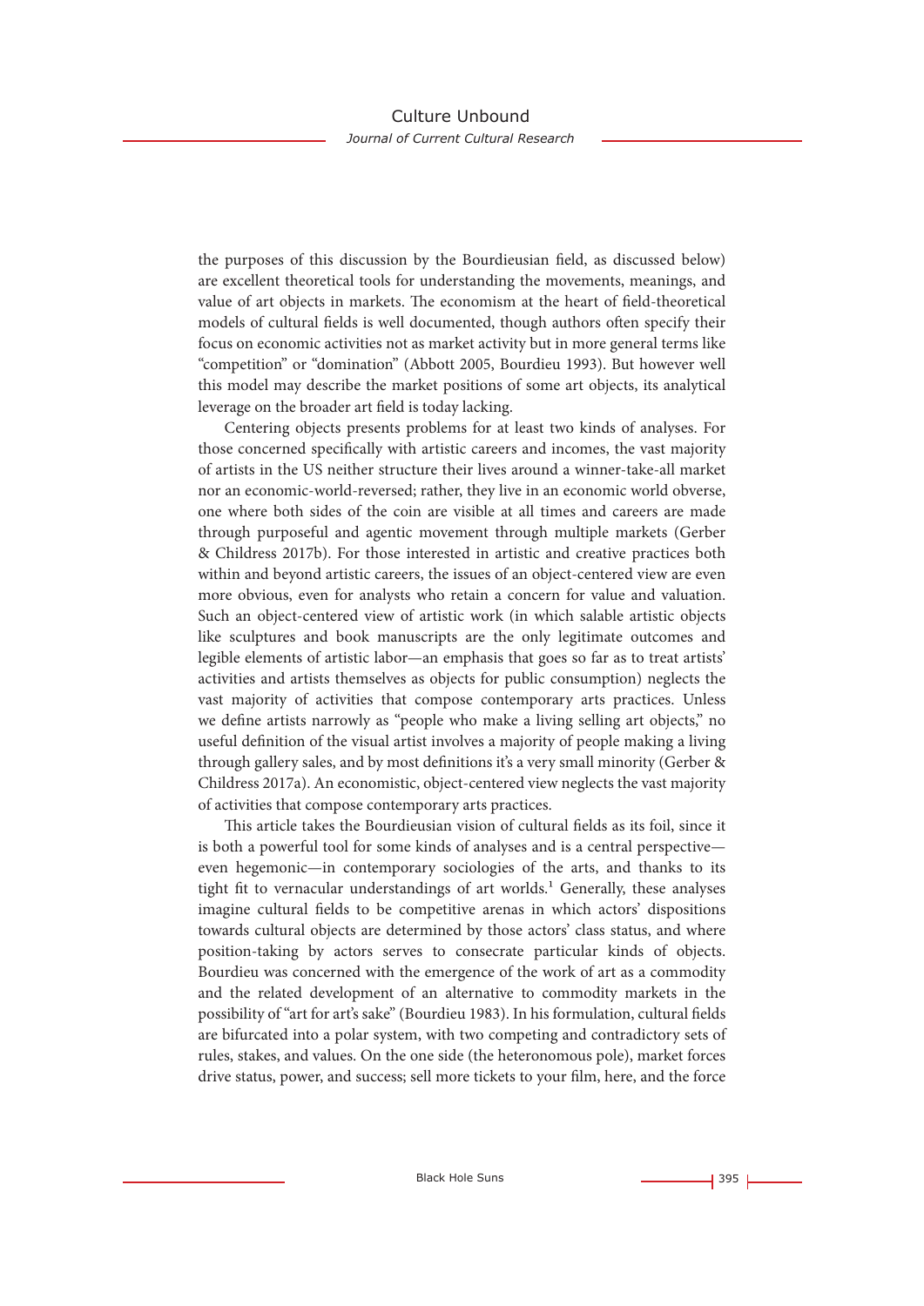the purposes of this discussion by the Bourdieusian field, as discussed below) are excellent theoretical tools for understanding the movements, meanings, and value of art objects in markets. The economism at the heart of field-theoretical models of cultural fields is well documented, though authors often specify their focus on economic activities not as market activity but in more general terms like "competition" or "domination" (Abbott 2005, Bourdieu 1993). But however well this model may describe the market positions of some art objects, its analytical leverage on the broader art field is today lacking.

Centering objects presents problems for at least two kinds of analyses. For those concerned specifically with artistic careers and incomes, the vast majority of artists in the US neither structure their lives around a winner-take-all market nor an economic-world-reversed; rather, they live in an economic world obverse, one where both sides of the coin are visible at all times and careers are made through purposeful and agentic movement through multiple markets (Gerber & Childress 2017b). For those interested in artistic and creative practices both within and beyond artistic careers, the issues of an object-centered view are even more obvious, even for analysts who retain a concern for value and valuation. Such an object-centered view of artistic work (in which salable artistic objects like sculptures and book manuscripts are the only legitimate outcomes and legible elements of artistic labor—an emphasis that goes so far as to treat artists' activities and artists themselves as objects for public consumption) neglects the vast majority of activities that compose contemporary arts practices. Unless we define artists narrowly as "people who make a living selling art objects," no useful definition of the visual artist involves a majority of people making a living through gallery sales, and by most definitions it's a very small minority (Gerber & Childress 2017a). An economistic, object-centered view neglects the vast majority of activities that compose contemporary arts practices.

This article takes the Bourdieusian vision of cultural fields as its foil, since it is both a powerful tool for some kinds of analyses and is a central perspective—even hegemonic—in contemporary sociologies of the arts, and thanks to its tight fit to vernacular understandings of art worlds.[1] Generally, these analyses imagine cultural fields to be competitive arenas in which actors' dispositions towards cultural objects are determined by those actors' class status, and where position-taking by actors serves to consecrate particular kinds of objects. Bourdieu was concerned with the emergence of the work of art as a commodity and the related development of an alternative to commodity markets in the possibility of "art for art's sake" (Bourdieu 1983). In his formulation, cultural fields are bifurcated into a polar system, with two competing and contradictory sets of rules, stakes, and values. On the one side (the heteronomous pole), market forces drive status, power, and success; sell more tickets to your film, here, and the force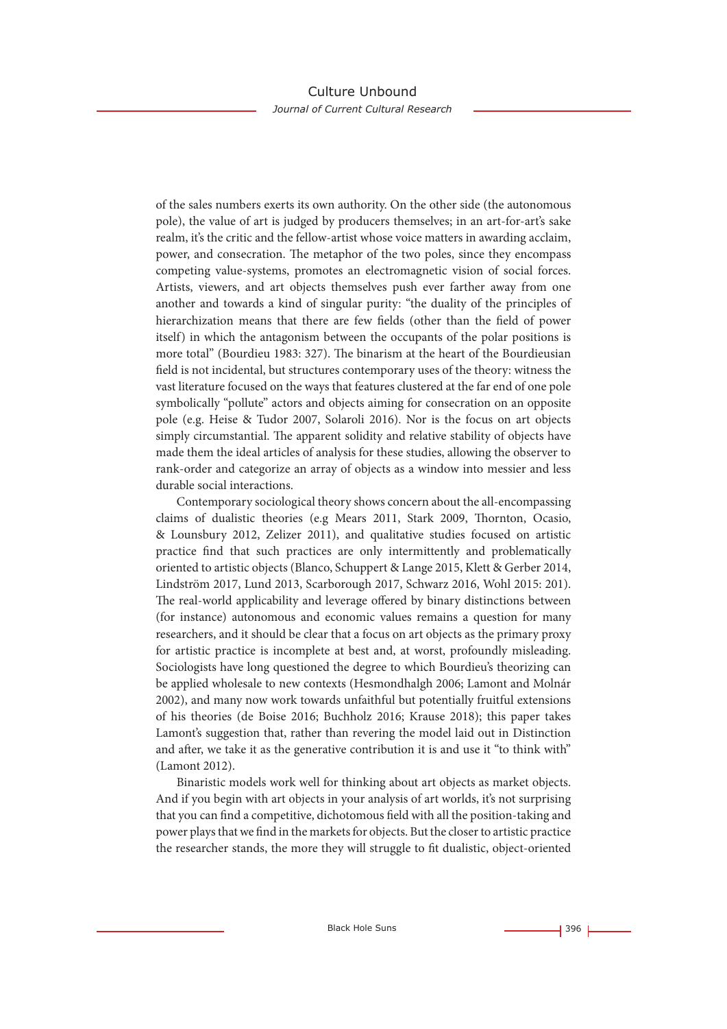of the sales numbers exerts its own authority. On the other side (the autonomous pole), the value of art is judged by producers themselves; in an art-for-art's sake realm, it's the critic and the fellow-artist whose voice matters in awarding acclaim, power, and consecration. The metaphor of the two poles, since they encompass competing value-systems, promotes an electromagnetic vision of social forces. Artists, viewers, and art objects themselves push ever farther away from one another and towards a kind of singular purity: "the duality of the principles of hierarchization means that there are few fields (other than the field of power itself) in which the antagonism between the occupants of the polar positions is more total" (Bourdieu 1983: 327). The binarism at the heart of the Bourdieusian field is not incidental, but structures contemporary uses of the theory: witness the vast literature focused on the ways that features clustered at the far end of one pole symbolically "pollute" actors and objects aiming for consecration on an opposite pole (e.g. Heise & Tudor 2007, Solaroli 2016). Nor is the focus on art objects simply circumstantial. The apparent solidity and relative stability of objects have made them the ideal articles of analysis for these studies, allowing the observer to rank-order and categorize an array of objects as a window into messier and less durable social interactions.

Contemporary sociological theory shows concern about the all-encompassing claims of dualistic theories (e.g Mears 2011, Stark 2009, Thornton, Ocasio, & Lounsbury 2012, Zelizer 2011), and qualitative studies focused on artistic practice find that such practices are only intermittently and problematically oriented to artistic objects (Blanco, Schuppert & Lange 2015, Klett & Gerber 2014, Lindström 2017, Lund 2013, Scarborough 2017, Schwarz 2016, Wohl 2015: 201). The real-world applicability and leverage offered by binary distinctions between (for instance) autonomous and economic values remains a question for many researchers, and it should be clear that a focus on art objects as the primary proxy for artistic practice is incomplete at best and, at worst, profoundly misleading. Sociologists have long questioned the degree to which Bourdieu's theorizing can be applied wholesale to new contexts (Hesmondhalgh 2006; Lamont and Molnár 2002), and many now work towards unfaithful but potentially fruitful extensions of his theories (de Boise 2016; Buchholz 2016; Krause 2018); this paper takes Lamont's suggestion that, rather than revering the model laid out in Distinction and after, we take it as the generative contribution it is and use it "to think with" (Lamont 2012).

Binaristic models work well for thinking about art objects as market objects. And if you begin with art objects in your analysis of art worlds, it's not surprising that you can find a competitive, dichotomous field with all the position-taking and power plays that we find in the markets for objects. But the closer to artistic practice the researcher stands, the more they will struggle to fit dualistic, object-oriented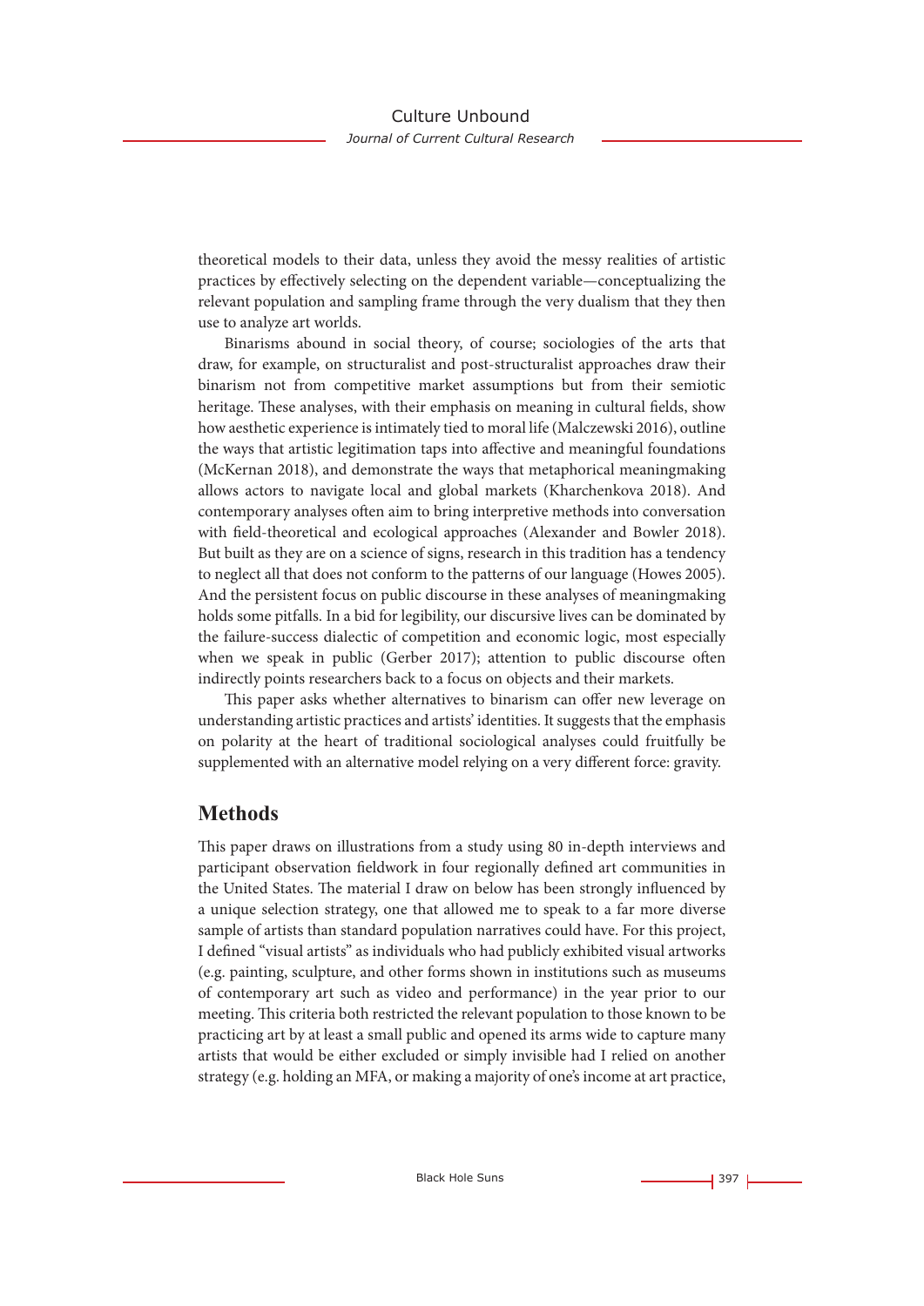theoretical models to their data, unless they avoid the messy realities of artistic practices by effectively selecting on the dependent variable—conceptualizing the relevant population and sampling frame through the very dualism that they then use to analyze art worlds.

Binarisms abound in social theory, of course; sociologies of the arts that draw, for example, on structuralist and post-structuralist approaches draw their binarism not from competitive market assumptions but from their semiotic heritage. These analyses, with their emphasis on meaning in cultural fields, show how aesthetic experience is intimately tied to moral life (Malczewski 2016), outline the ways that artistic legitimation taps into affective and meaningful foundations (McKernan 2018), and demonstrate the ways that metaphorical meaningmaking allows actors to navigate local and global markets (Kharchenkova 2018). And contemporary analyses often aim to bring interpretive methods into conversation with field-theoretical and ecological approaches (Alexander and Bowler 2018). But built as they are on a science of signs, research in this tradition has a tendency to neglect all that does not conform to the patterns of our language (Howes 2005). And the persistent focus on public discourse in these analyses of meaningmaking holds some pitfalls. In a bid for legibility, our discursive lives can be dominated by the failure-success dialectic of competition and economic logic, most especially when we speak in public (Gerber 2017); attention to public discourse often indirectly points researchers back to a focus on objects and their markets.

This paper asks whether alternatives to binarism can offer new leverage on understanding artistic practices and artists' identities. It suggests that the emphasis on polarity at the heart of traditional sociological analyses could fruitfully be supplemented with an alternative model relying on a very different force: gravity.

## Methods

This paper draws on illustrations from a study using 80 in-depth interviews and participant observation fieldwork in four regionally defined art communities in the United States. The material I draw on below has been strongly influenced by a unique selection strategy, one that allowed me to speak to a far more diverse sample of artists than standard population narratives could have. For this project, I defined "visual artists" as individuals who had publicly exhibited visual artworks (e.g. painting, sculpture, and other forms shown in institutions such as museums of contemporary art such as video and performance) in the year prior to our meeting. This criteria both restricted the relevant population to those known to be practicing art by at least a small public and opened its arms wide to capture many artists that would be either excluded or simply invisible had I relied on another strategy (e.g. holding an MFA, or making a majority of one's income at art practice,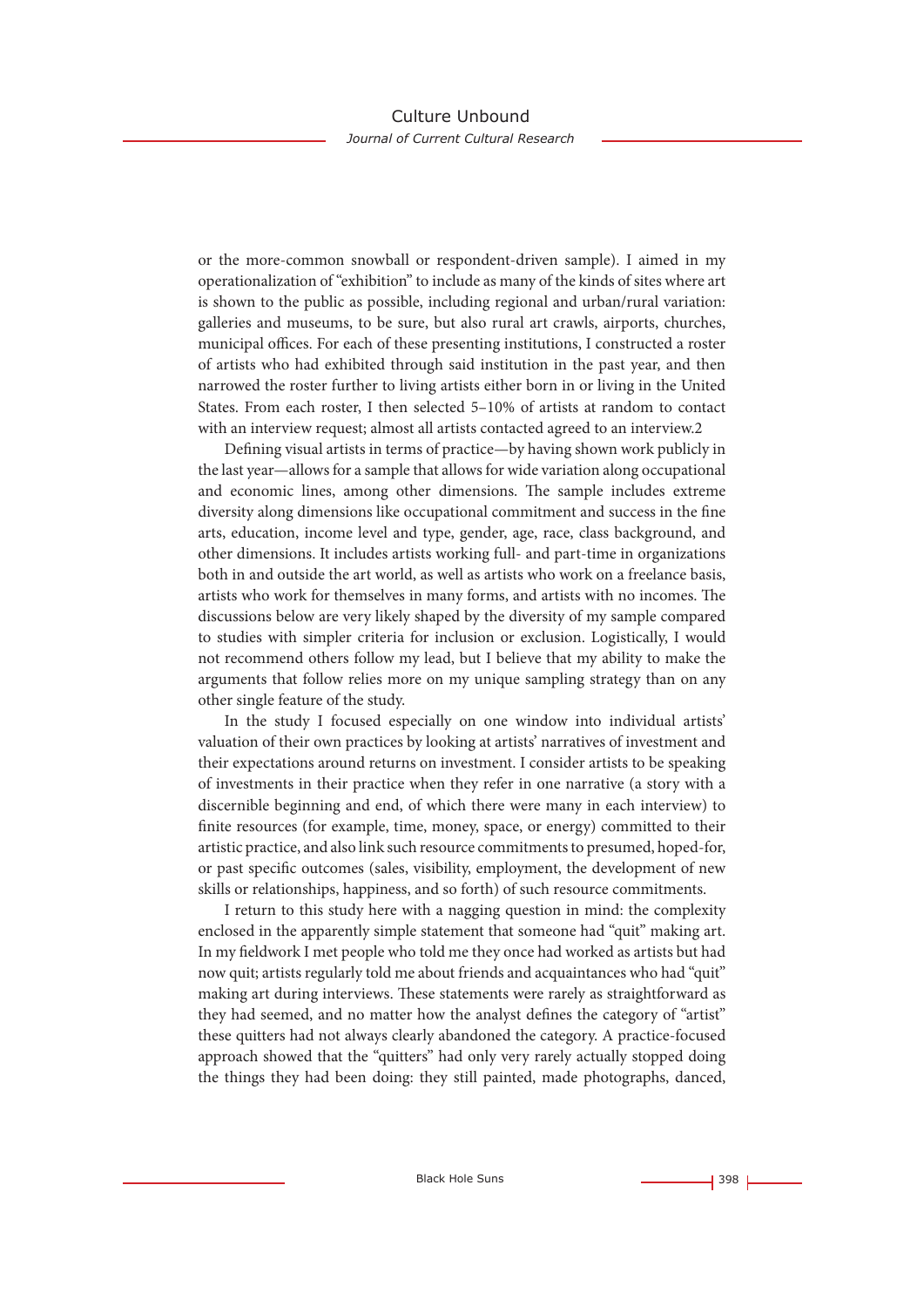or the more-common snowball or respondent-driven sample). I aimed in my operationalization of "exhibition" to include as many of the kinds of sites where art is shown to the public as possible, including regional and urban/rural variation: galleries and museums, to be sure, but also rural art crawls, airports, churches, municipal offices. For each of these presenting institutions, I constructed a roster of artists who had exhibited through said institution in the past year, and then narrowed the roster further to living artists either born in or living in the United States. From each roster, I then selected 5–10% of artists at random to contact with an interview request; almost all artists contacted agreed to an interview.[2]

Defining visual artists in terms of practice—by having shown work publicly in the last year—allows for a sample that allows for wide variation along occupational and economic lines, among other dimensions. The sample includes extreme diversity along dimensions like occupational commitment and success in the fine arts, education, income level and type, gender, age, race, class background, and other dimensions. It includes artists working full- and part-time in organizations both in and outside the art world, as well as artists who work on a freelance basis, artists who work for themselves in many forms, and artists with no incomes. The discussions below are very likely shaped by the diversity of my sample compared to studies with simpler criteria for inclusion or exclusion. Logistically, I would not recommend others follow my lead, but I believe that my ability to make the arguments that follow relies more on my unique sampling strategy than on any other single feature of the study.

In the study I focused especially on one window into individual artists' valuation of their own practices by looking at artists' narratives of investment and their expectations around returns on investment. I consider artists to be speaking of investments in their practice when they refer in one narrative (a story with a discernible beginning and end, of which there were many in each interview) to finite resources (for example, time, money, space, or energy) committed to their artistic practice, and also link such resource commitments to presumed, hoped-for, or past specific outcomes (sales, visibility, employment, the development of new skills or relationships, happiness, and so forth) of such resource commitments.

I return to this study here with a nagging question in mind: the complexity enclosed in the apparently simple statement that someone had "quit" making art. In my fieldwork I met people who told me they once had worked as artists but had now quit; artists regularly told me about friends and acquaintances who had "quit" making art during interviews. These statements were rarely as straightforward as they had seemed, and no matter how the analyst defines the category of "artist" these quitters had not always clearly abandoned the category. A practice-focused approach showed that the "quitters" had only very rarely actually stopped doing the things they had been doing: they still painted, made photographs, danced,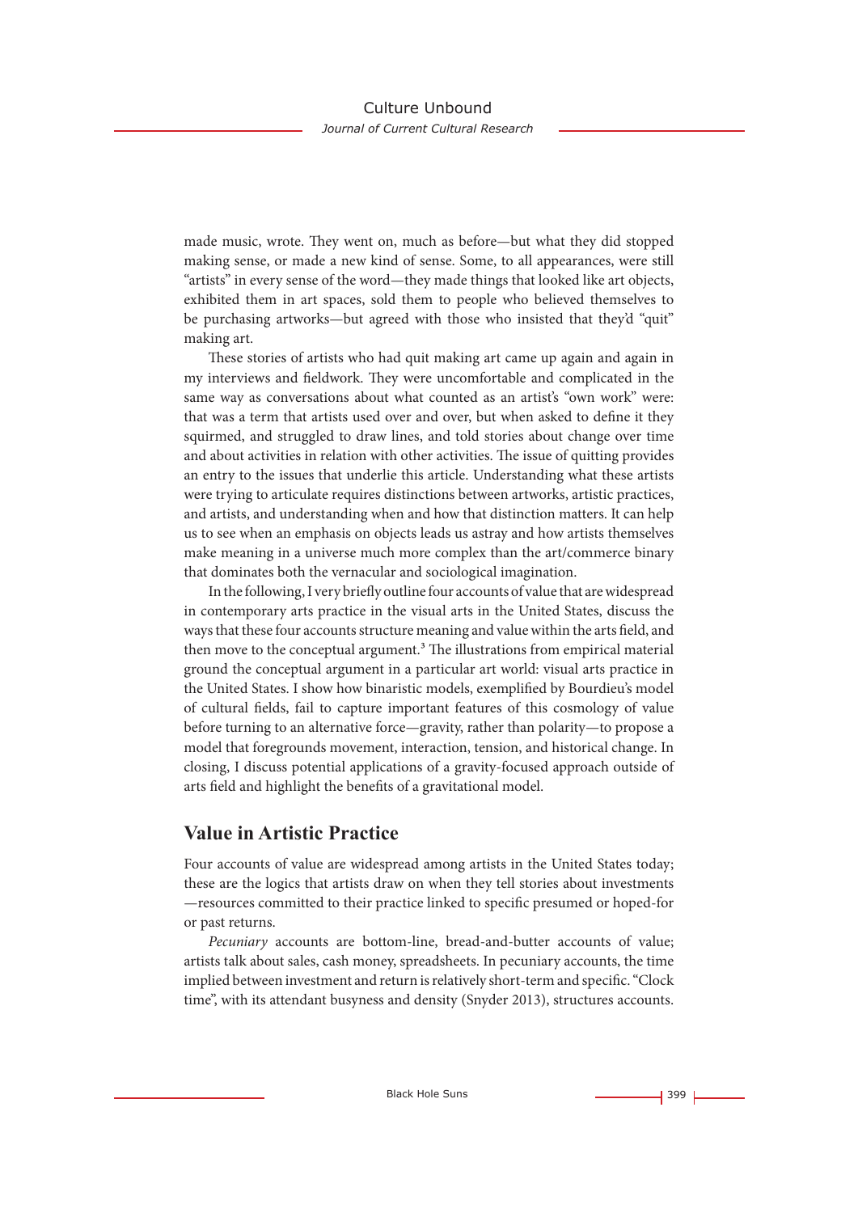made music, wrote. They went on, much as before—but what they did stopped making sense, or made a new kind of sense. Some, to all appearances, were still "artists" in every sense of the word—they made things that looked like art objects, exhibited them in art spaces, sold them to people who believed themselves to be purchasing artworks—but agreed with those who insisted that they'd "quit" making art.

These stories of artists who had quit making art came up again and again in my interviews and fieldwork. They were uncomfortable and complicated in the same way as conversations about what counted as an artist's "own work" were: that was a term that artists used over and over, but when asked to define it they squirmed, and struggled to draw lines, and told stories about change over time and about activities in relation with other activities. The issue of quitting provides an entry to the issues that underlie this article. Understanding what these artists were trying to articulate requires distinctions between artworks, artistic practices, and artists, and understanding when and how that distinction matters. It can help us to see when an emphasis on objects leads us astray and how artists themselves make meaning in a universe much more complex than the art/commerce binary that dominates both the vernacular and sociological imagination.

In the following, I very briefly outline four accounts of value that are widespread in contemporary arts practice in the visual arts in the United States, discuss the ways that these four accounts structure meaning and value within the arts field, and then move to the conceptual argument.[3] The illustrations from empirical material ground the conceptual argument in a particular art world: visual arts practice in the United States. I show how binaristic models, exemplified by Bourdieu's model of cultural fields, fail to capture important features of this cosmology of value before turning to an alternative force—gravity, rather than polarity—to propose a model that foregrounds movement, interaction, tension, and historical change. In closing, I discuss potential applications of a gravity-focused approach outside of arts field and highlight the benefits of a gravitational model.

## Value in Artistic Practice

Four accounts of value are widespread among artists in the United States today; these are the logics that artists draw on when they tell stories about investments —resources committed to their practice linked to specific presumed or hoped-for or past returns.

*Pecuniary* accounts are bottom-line, bread-and-butter accounts of value; artists talk about sales, cash money, spreadsheets. In pecuniary accounts, the time implied between investment and return is relatively short-term and specific. "Clock time", with its attendant busyness and density (Snyder 2013), structures accounts.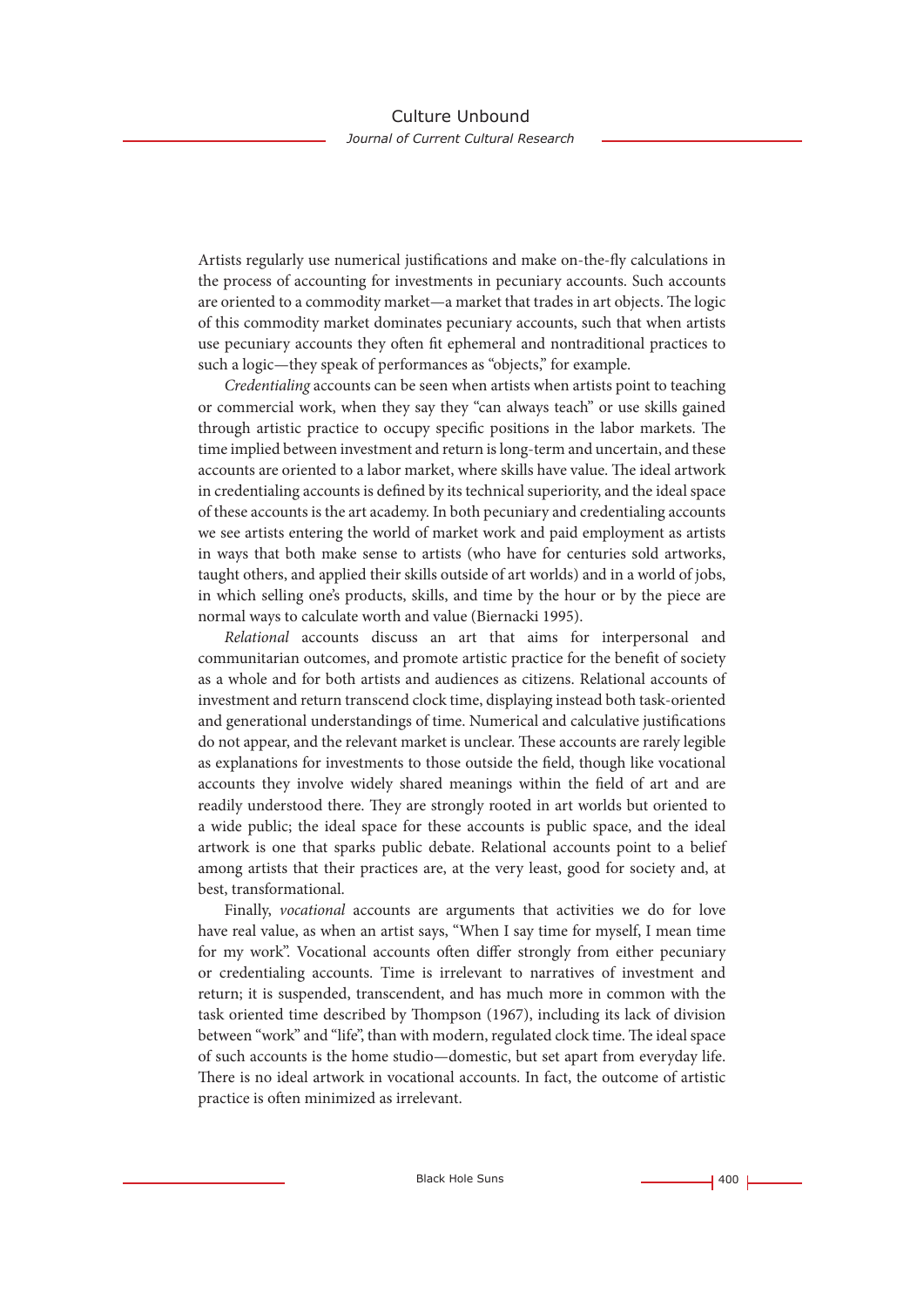Artists regularly use numerical justifications and make on-the-fly calculations in the process of accounting for investments in pecuniary accounts. Such accounts are oriented to a commodity market—a market that trades in art objects. The logic of this commodity market dominates pecuniary accounts, such that when artists use pecuniary accounts they often fit ephemeral and nontraditional practices to such a logic—they speak of performances as "objects," for example.

*Credentialing* accounts can be seen when artists when artists point to teaching or commercial work, when they say they "can always teach" or use skills gained through artistic practice to occupy specific positions in the labor markets. The time implied between investment and return is long-term and uncertain, and these accounts are oriented to a labor market, where skills have value. The ideal artwork in credentialing accounts is defined by its technical superiority, and the ideal space of these accounts is the art academy. In both pecuniary and credentialing accounts we see artists entering the world of market work and paid employment as artists in ways that both make sense to artists (who have for centuries sold artworks, taught others, and applied their skills outside of art worlds) and in a world of jobs, in which selling one's products, skills, and time by the hour or by the piece are normal ways to calculate worth and value (Biernacki 1995).

*Relational* accounts discuss an art that aims for interpersonal and communitarian outcomes, and promote artistic practice for the benefit of society as a whole and for both artists and audiences as citizens. Relational accounts of investment and return transcend clock time, displaying instead both task-oriented and generational understandings of time. Numerical and calculative justifications do not appear, and the relevant market is unclear. These accounts are rarely legible as explanations for investments to those outside the field, though like vocational accounts they involve widely shared meanings within the field of art and are readily understood there. They are strongly rooted in art worlds but oriented to a wide public; the ideal space for these accounts is public space, and the ideal artwork is one that sparks public debate. Relational accounts point to a belief among artists that their practices are, at the very least, good for society and, at best, transformational.

Finally, *vocational* accounts are arguments that activities we do for love have real value, as when an artist says, "When I say time for myself, I mean time for my work". Vocational accounts often differ strongly from either pecuniary or credentialing accounts. Time is irrelevant to narratives of investment and return; it is suspended, transcendent, and has much more in common with the task oriented time described by Thompson (1967), including its lack of division between "work" and "life", than with modern, regulated clock time. The ideal space of such accounts is the home studio—domestic, but set apart from everyday life. There is no ideal artwork in vocational accounts. In fact, the outcome of artistic practice is often minimized as irrelevant.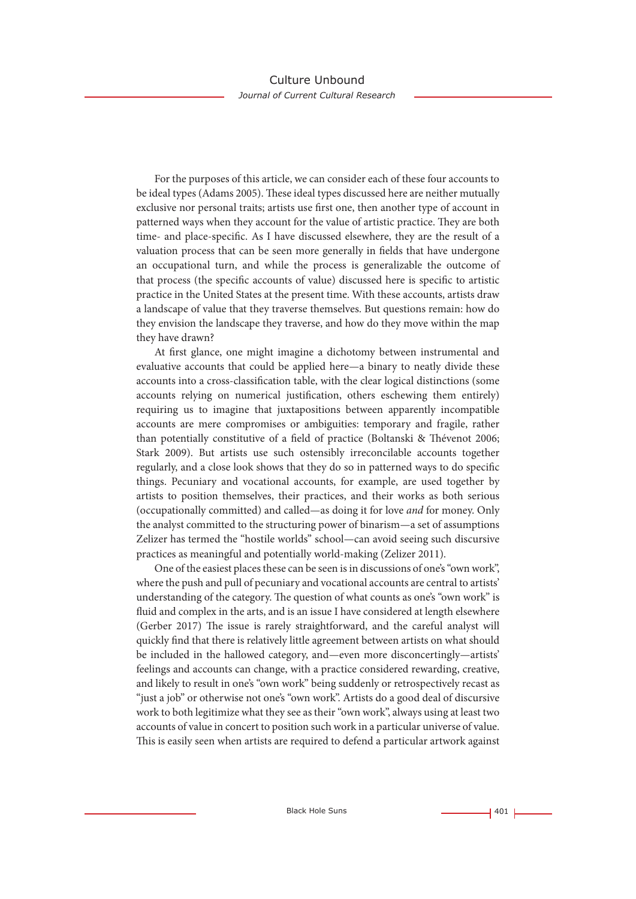For the purposes of this article, we can consider each of these four accounts to be ideal types (Adams 2005). These ideal types discussed here are neither mutually exclusive nor personal traits; artists use first one, then another type of account in patterned ways when they account for the value of artistic practice. They are both time- and place-specific. As I have discussed elsewhere, they are the result of a valuation process that can be seen more generally in fields that have undergone an occupational turn, and while the process is generalizable the outcome of that process (the specific accounts of value) discussed here is specific to artistic practice in the United States at the present time. With these accounts, artists draw a landscape of value that they traverse themselves. But questions remain: how do they envision the landscape they traverse, and how do they move within the map they have drawn?

At first glance, one might imagine a dichotomy between instrumental and evaluative accounts that could be applied here—a binary to neatly divide these accounts into a cross-classification table, with the clear logical distinctions (some accounts relying on numerical justification, others eschewing them entirely) requiring us to imagine that juxtapositions between apparently incompatible accounts are mere compromises or ambiguities: temporary and fragile, rather than potentially constitutive of a field of practice (Boltanski & Thévenot 2006; Stark 2009). But artists use such ostensibly irreconcilable accounts together regularly, and a close look shows that they do so in patterned ways to do specific things. Pecuniary and vocational accounts, for example, are used together by artists to position themselves, their practices, and their works as both serious (occupationally committed) and called—as doing it for love *and* for money. Only the analyst committed to the structuring power of binarism—a set of assumptions Zelizer has termed the "hostile worlds" school—can avoid seeing such discursive practices as meaningful and potentially world-making (Zelizer 2011).

One of the easiest places these can be seen is in discussions of one's "own work", where the push and pull of pecuniary and vocational accounts are central to artists' understanding of the category. The question of what counts as one's "own work" is fluid and complex in the arts, and is an issue I have considered at length elsewhere (Gerber 2017) The issue is rarely straightforward, and the careful analyst will quickly find that there is relatively little agreement between artists on what should be included in the hallowed category, and—even more disconcertingly—artists' feelings and accounts can change, with a practice considered rewarding, creative, and likely to result in one's "own work" being suddenly or retrospectively recast as "just a job" or otherwise not one's "own work". Artists do a good deal of discursive work to both legitimize what they see as their "own work", always using at least two accounts of value in concert to position such work in a particular universe of value. This is easily seen when artists are required to defend a particular artwork against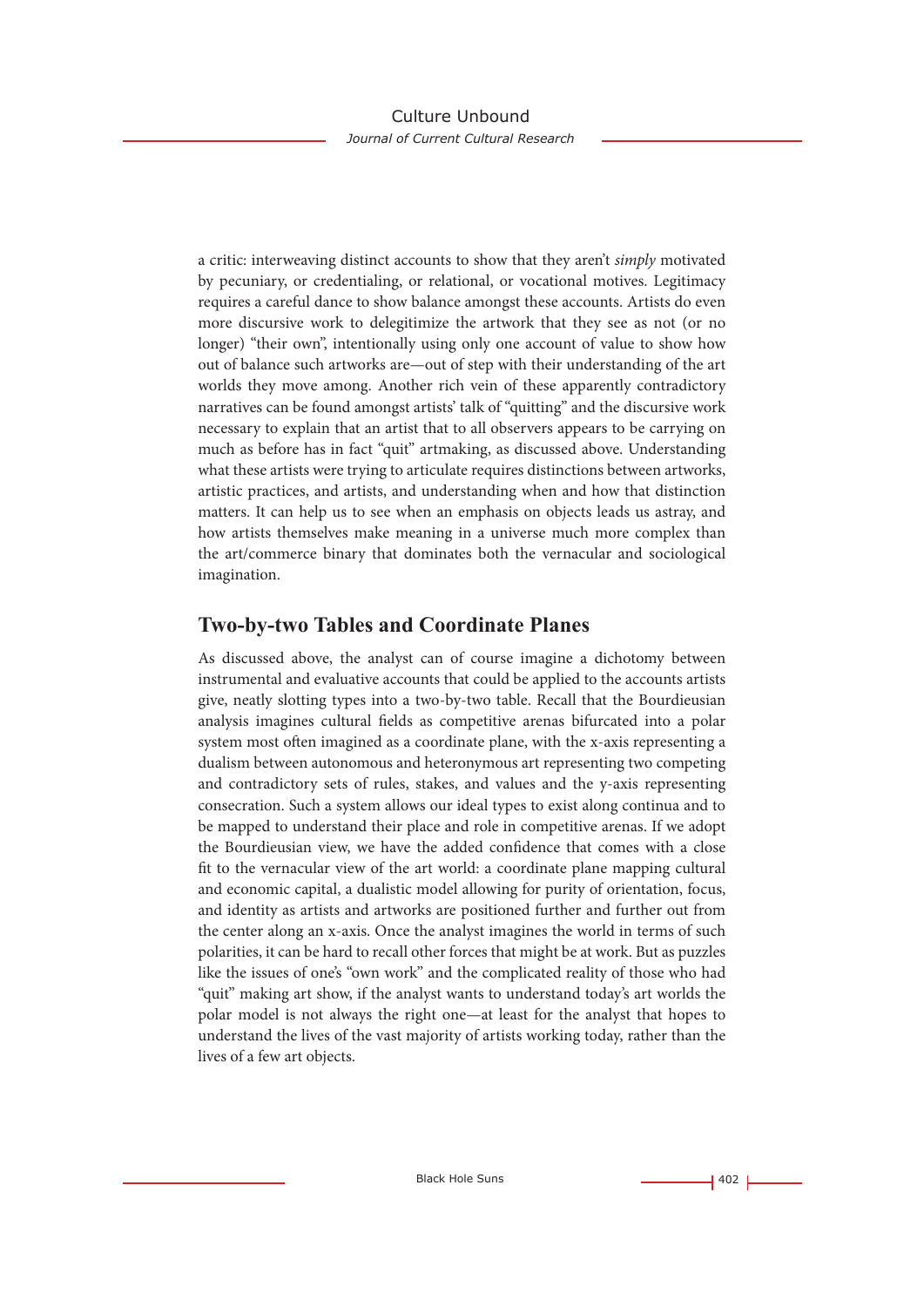a critic: interweaving distinct accounts to show that they aren't *simply* motivated by pecuniary, or credentialing, or relational, or vocational motives. Legitimacy requires a careful dance to show balance amongst these accounts. Artists do even more discursive work to delegitimize the artwork that they see as not (or no longer) "their own", intentionally using only one account of value to show how out of balance such artworks are—out of step with their understanding of the art worlds they move among. Another rich vein of these apparently contradictory narratives can be found amongst artists' talk of "quitting" and the discursive work necessary to explain that an artist that to all observers appears to be carrying on much as before has in fact "quit" artmaking, as discussed above. Understanding what these artists were trying to articulate requires distinctions between artworks, artistic practices, and artists, and understanding when and how that distinction matters. It can help us to see when an emphasis on objects leads us astray, and how artists themselves make meaning in a universe much more complex than the art/commerce binary that dominates both the vernacular and sociological imagination.

## Two-by-two Tables and Coordinate Planes

As discussed above, the analyst can of course imagine a dichotomy between instrumental and evaluative accounts that could be applied to the accounts artists give, neatly slotting types into a two-by-two table. Recall that the Bourdieusian analysis imagines cultural fields as competitive arenas bifurcated into a polar system most often imagined as a coordinate plane, with the x-axis representing a dualism between autonomous and heteronymous art representing two competing and contradictory sets of rules, stakes, and values and the y-axis representing consecration. Such a system allows our ideal types to exist along continua and to be mapped to understand their place and role in competitive arenas. If we adopt the Bourdieusian view, we have the added confidence that comes with a close fit to the vernacular view of the art world: a coordinate plane mapping cultural and economic capital, a dualistic model allowing for purity of orientation, focus, and identity as artists and artworks are positioned further and further out from the center along an x-axis. Once the analyst imagines the world in terms of such polarities, it can be hard to recall other forces that might be at work. But as puzzles like the issues of one's "own work" and the complicated reality of those who had "quit" making art show, if the analyst wants to understand today's art worlds the polar model is not always the right one—at least for the analyst that hopes to understand the lives of the vast majority of artists working today, rather than the lives of a few art objects.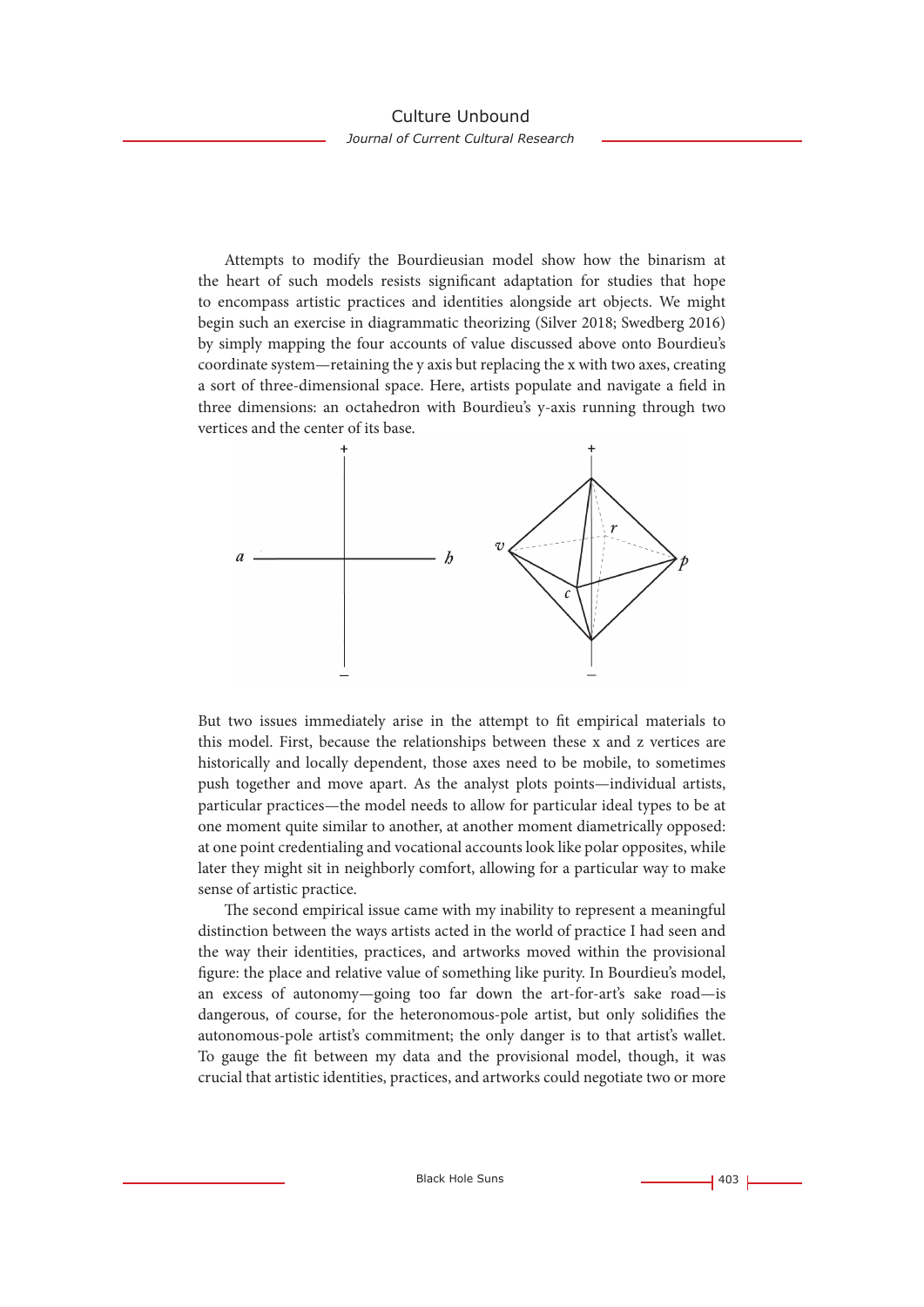Attempts to modify the Bourdieusian model show how the binarism at the heart of such models resists significant adaptation for studies that hope to encompass artistic practices and identities alongside art objects. We might begin such an exercise in diagrammatic theorizing (Silver 2018; Swedberg 2016) by simply mapping the four accounts of value discussed above onto Bourdieu's coordinate system—retaining the y axis but replacing the x with two axes, creating a sort of three-dimensional space. Here, artists populate and navigate a field in three dimensions: an octahedron with Bourdieu's y-axis running through two vertices and the center of its base.

But two issues immediately arise in the attempt to fit empirical materials to this model. First, because the relationships between these x and z vertices are historically and locally dependent, those axes need to be mobile, to sometimes push together and move apart. As the analyst plots points—individual artists, particular practices—the model needs to allow for particular ideal types to be at one moment quite similar to another, at another moment diametrically opposed: at one point credentialing and vocational accounts look like polar opposites, while later they might sit in neighborly comfort, allowing for a particular way to make sense of artistic practice.

The second empirical issue came with my inability to represent a meaningful distinction between the ways artists acted in the world of practice I had seen and the way their identities, practices, and artworks moved within the provisional figure: the place and relative value of something like purity. In Bourdieu's model, an excess of autonomy—going too far down the art-for-art's sake road—is dangerous, of course, for the heteronomous-pole artist, but only solidifies the autonomous-pole artist's commitment; the only danger is to that artist's wallet. To gauge the fit between my data and the provisional model, though, it was crucial that artistic identities, practices, and artworks could negotiate two or more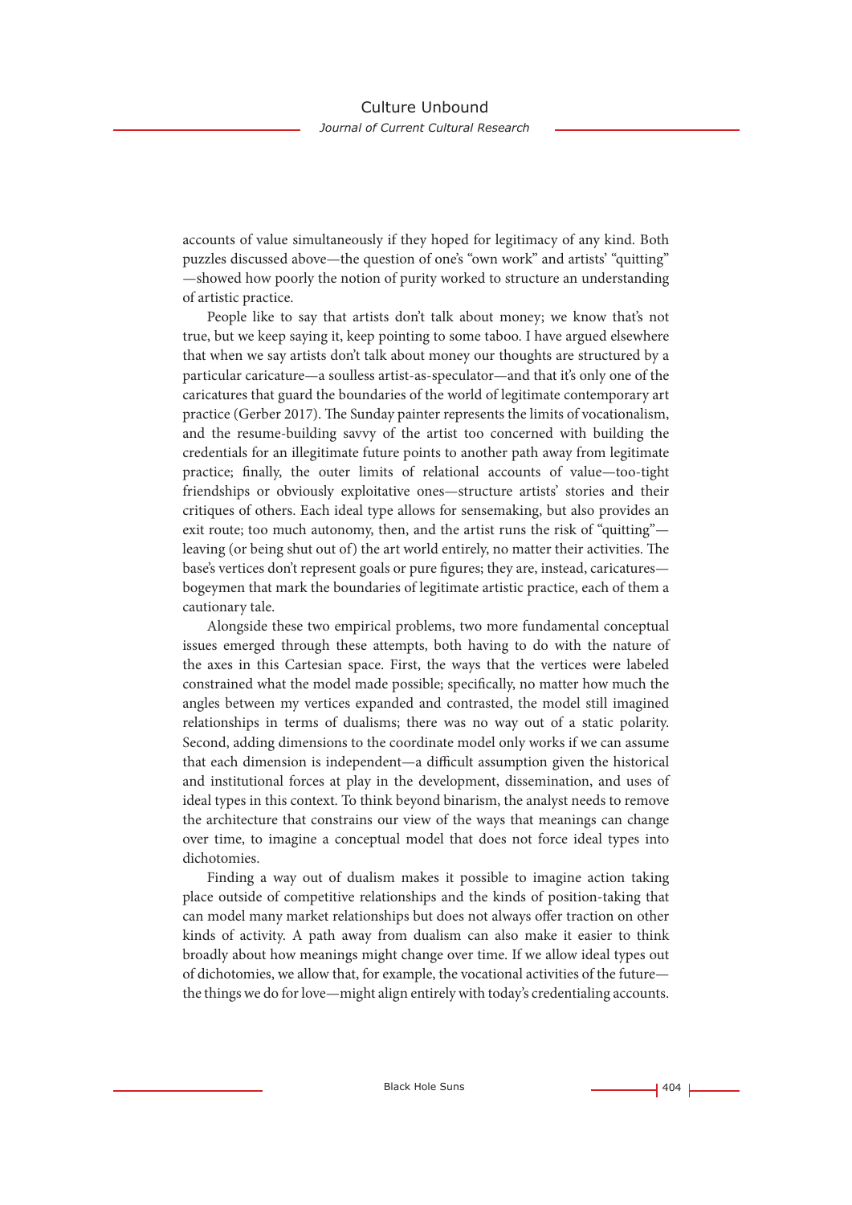accounts of value simultaneously if they hoped for legitimacy of any kind. Both puzzles discussed above—the question of one's "own work" and artists' "quitting"—showed how poorly the notion of purity worked to structure an understanding of artistic practice.

People like to say that artists don't talk about money; we know that's not true, but we keep saying it, keep pointing to some taboo. I have argued elsewhere that when we say artists don't talk about money our thoughts are structured by a particular caricature—a soulless artist-as-speculator—and that it's only one of the caricatures that guard the boundaries of the world of legitimate contemporary art practice (Gerber 2017). The Sunday painter represents the limits of vocationalism, and the resume-building savvy of the artist too concerned with building the credentials for an illegitimate future points to another path away from legitimate practice; finally, the outer limits of relational accounts of value—too-tight friendships or obviously exploitative ones—structure artists' stories and their critiques of others. Each ideal type allows for sensemaking, but also provides an exit route; too much autonomy, then, and the artist runs the risk of "quitting"—leaving (or being shut out of) the art world entirely, no matter their activities. The base's vertices don't represent goals or pure figures; they are, instead, caricatures—bogeymen that mark the boundaries of legitimate artistic practice, each of them a cautionary tale.

Alongside these two empirical problems, two more fundamental conceptual issues emerged through these attempts, both having to do with the nature of the axes in this Cartesian space. First, the ways that the vertices were labeled constrained what the model made possible; specifically, no matter how much the angles between my vertices expanded and contrasted, the model still imagined relationships in terms of dualisms; there was no way out of a static polarity. Second, adding dimensions to the coordinate model only works if we can assume that each dimension is independent—a difficult assumption given the historical and institutional forces at play in the development, dissemination, and uses of ideal types in this context. To think beyond binarism, the analyst needs to remove the architecture that constrains our view of the ways that meanings can change over time, to imagine a conceptual model that does not force ideal types into dichotomies.

Finding a way out of dualism makes it possible to imagine action taking place outside of competitive relationships and the kinds of position-taking that can model many market relationships but does not always offer traction on other kinds of activity. A path away from dualism can also make it easier to think broadly about how meanings might change over time. If we allow ideal types out of dichotomies, we allow that, for example, the vocational activities of the future—the things we do for love—might align entirely with today's credentialing accounts.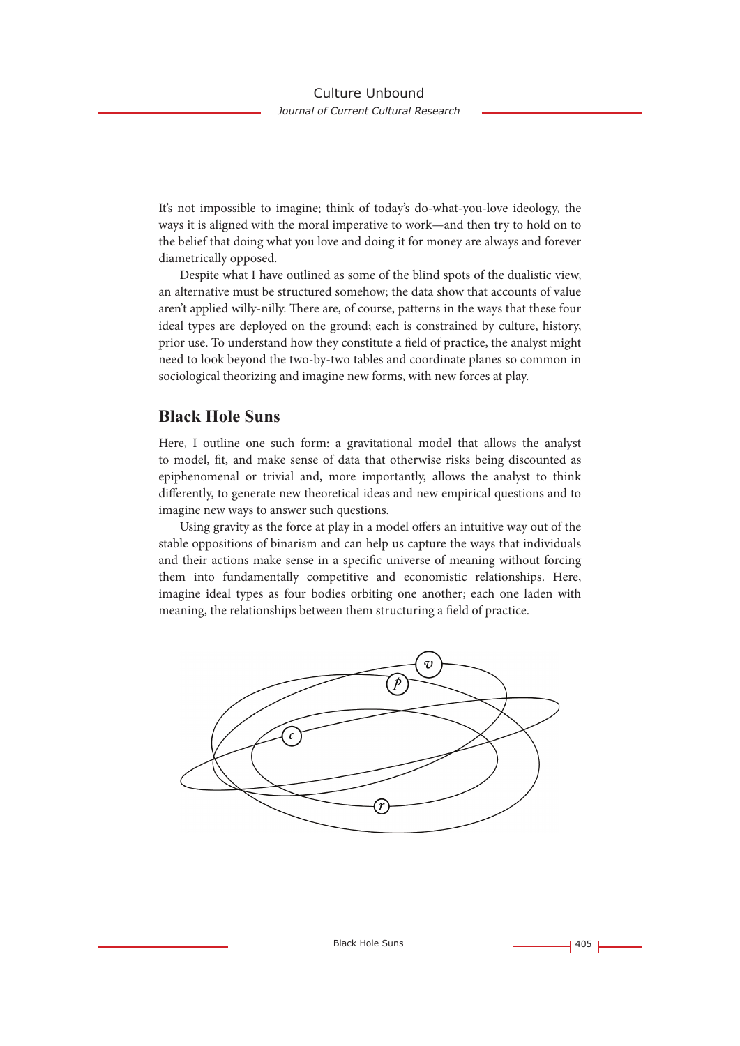It's not impossible to imagine; think of today's do-what-you-love ideology, the ways it is aligned with the moral imperative to work—and then try to hold on to the belief that doing what you love and doing it for money are always and forever diametrically opposed.

Despite what I have outlined as some of the blind spots of the dualistic view, an alternative must be structured somehow; the data show that accounts of value aren't applied willy-nilly. There are, of course, patterns in the ways that these four ideal types are deployed on the ground; each is constrained by culture, history, prior use. To understand how they constitute a field of practice, the analyst might need to look beyond the two-by-two tables and coordinate planes so common in sociological theorizing and imagine new forms, with new forces at play.

## Black Hole Suns

Here, I outline one such form: a gravitational model that allows the analyst to model, fit, and make sense of data that otherwise risks being discounted as epiphenomenal or trivial and, more importantly, allows the analyst to think differently, to generate new theoretical ideas and new empirical questions and to imagine new ways to answer such questions.

Using gravity as the force at play in a model offers an intuitive way out of the stable oppositions of binarism and can help us capture the ways that individuals and their actions make sense in a specific universe of meaning without forcing them into fundamentally competitive and economistic relationships. Here, imagine ideal types as four bodies orbiting one another; each one laden with meaning, the relationships between them structuring a field of practice.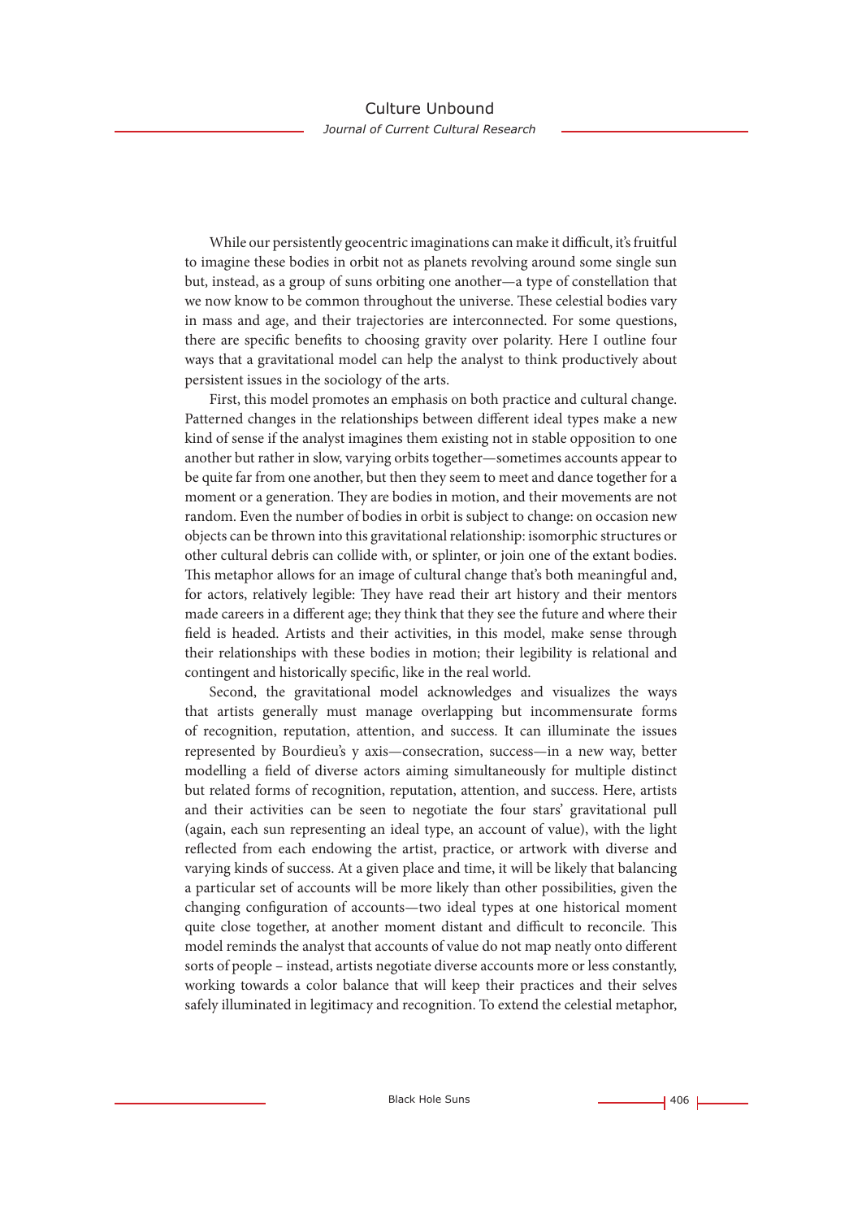While our persistently geocentric imaginations can make it difficult, it's fruitful to imagine these bodies in orbit not as planets revolving around some single sun but, instead, as a group of suns orbiting one another—a type of constellation that we now know to be common throughout the universe. These celestial bodies vary in mass and age, and their trajectories are interconnected. For some questions, there are specific benefits to choosing gravity over polarity. Here I outline four ways that a gravitational model can help the analyst to think productively about persistent issues in the sociology of the arts.

First, this model promotes an emphasis on both practice and cultural change. Patterned changes in the relationships between different ideal types make a new kind of sense if the analyst imagines them existing not in stable opposition to one another but rather in slow, varying orbits together—sometimes accounts appear to be quite far from one another, but then they seem to meet and dance together for a moment or a generation. They are bodies in motion, and their movements are not random. Even the number of bodies in orbit is subject to change: on occasion new objects can be thrown into this gravitational relationship: isomorphic structures or other cultural debris can collide with, or splinter, or join one of the extant bodies. This metaphor allows for an image of cultural change that's both meaningful and, for actors, relatively legible: They have read their art history and their mentors made careers in a different age; they think that they see the future and where their field is headed. Artists and their activities, in this model, make sense through their relationships with these bodies in motion; their legibility is relational and contingent and historically specific, like in the real world.

Second, the gravitational model acknowledges and visualizes the ways that artists generally must manage overlapping but incommensurate forms of recognition, reputation, attention, and success. It can illuminate the issues represented by Bourdieu's y axis—consecration, success—in a new way, better modelling a field of diverse actors aiming simultaneously for multiple distinct but related forms of recognition, reputation, attention, and success. Here, artists and their activities can be seen to negotiate the four stars' gravitational pull (again, each sun representing an ideal type, an account of value), with the light reflected from each endowing the artist, practice, or artwork with diverse and varying kinds of success. At a given place and time, it will be likely that balancing a particular set of accounts will be more likely than other possibilities, given the changing configuration of accounts—two ideal types at one historical moment quite close together, at another moment distant and difficult to reconcile. This model reminds the analyst that accounts of value do not map neatly onto different sorts of people – instead, artists negotiate diverse accounts more or less constantly, working towards a color balance that will keep their practices and their selves safely illuminated in legitimacy and recognition. To extend the celestial metaphor,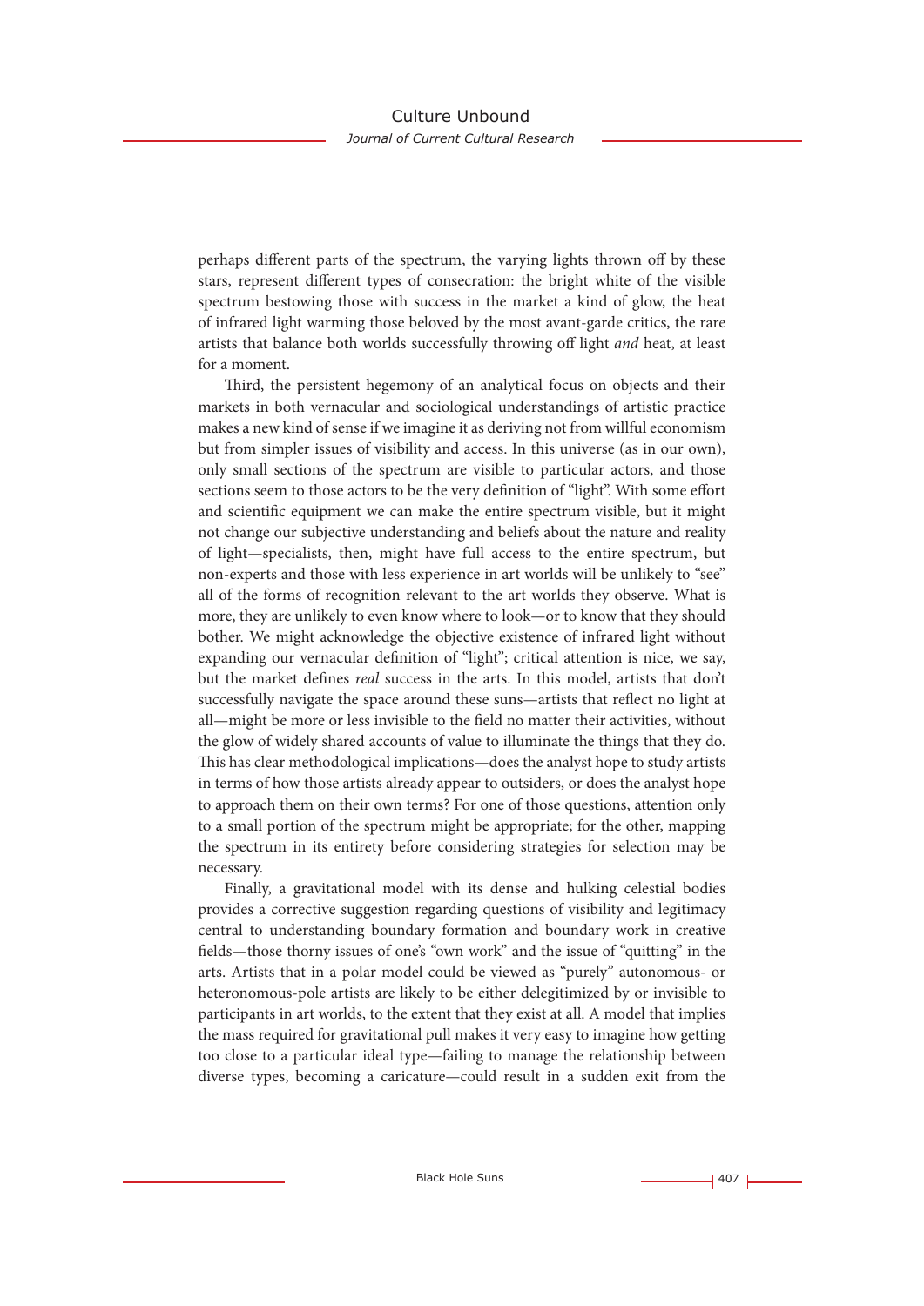perhaps different parts of the spectrum, the varying lights thrown off by these stars, represent different types of consecration: the bright white of the visible spectrum bestowing those with success in the market a kind of glow, the heat of infrared light warming those beloved by the most avant-garde critics, the rare artists that balance both worlds successfully throwing off light *and* heat, at least for a moment.

Third, the persistent hegemony of an analytical focus on objects and their markets in both vernacular and sociological understandings of artistic practice makes a new kind of sense if we imagine it as deriving not from willful economism but from simpler issues of visibility and access. In this universe (as in our own), only small sections of the spectrum are visible to particular actors, and those sections seem to those actors to be the very definition of "light". With some effort and scientific equipment we can make the entire spectrum visible, but it might not change our subjective understanding and beliefs about the nature and reality of light—specialists, then, might have full access to the entire spectrum, but non-experts and those with less experience in art worlds will be unlikely to "see" all of the forms of recognition relevant to the art worlds they observe. What is more, they are unlikely to even know where to look—or to know that they should bother. We might acknowledge the objective existence of infrared light without expanding our vernacular definition of "light"; critical attention is nice, we say, but the market defines *real* success in the arts. In this model, artists that don't successfully navigate the space around these suns—artists that reflect no light at all—might be more or less invisible to the field no matter their activities, without the glow of widely shared accounts of value to illuminate the things that they do. This has clear methodological implications—does the analyst hope to study artists in terms of how those artists already appear to outsiders, or does the analyst hope to approach them on their own terms? For one of those questions, attention only to a small portion of the spectrum might be appropriate; for the other, mapping the spectrum in its entirety before considering strategies for selection may be necessary.

Finally, a gravitational model with its dense and hulking celestial bodies provides a corrective suggestion regarding questions of visibility and legitimacy central to understanding boundary formation and boundary work in creative fields—those thorny issues of one's "own work" and the issue of "quitting" in the arts. Artists that in a polar model could be viewed as "purely" autonomous- or heteronomous-pole artists are likely to be either delegitimized by or invisible to participants in art worlds, to the extent that they exist at all. A model that implies the mass required for gravitational pull makes it very easy to imagine how getting too close to a particular ideal type—failing to manage the relationship between diverse types, becoming a caricature—could result in a sudden exit from the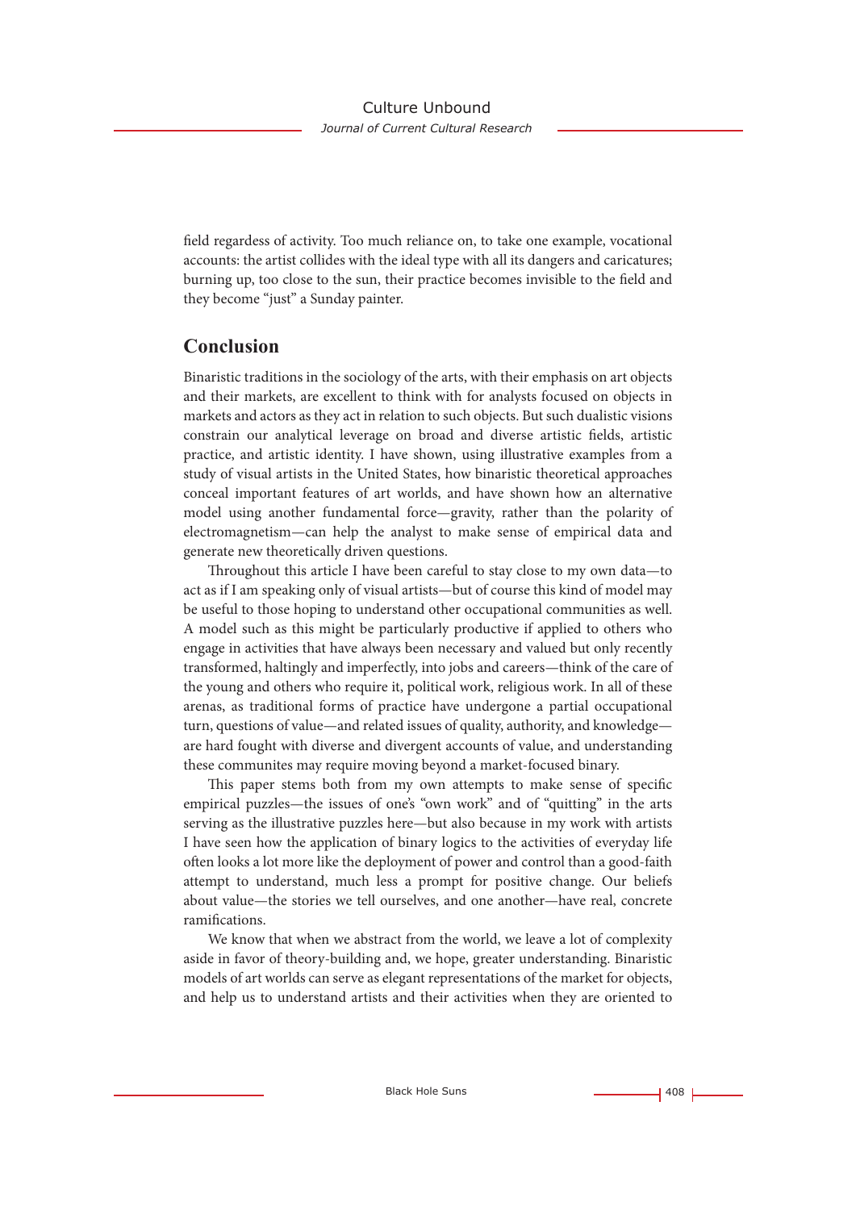field regardess of activity. Too much reliance on, to take one example, vocational accounts: the artist collides with the ideal type with all its dangers and caricatures; burning up, too close to the sun, their practice becomes invisible to the field and they become "just" a Sunday painter.

## Conclusion

Binaristic traditions in the sociology of the arts, with their emphasis on art objects and their markets, are excellent to think with for analysts focused on objects in markets and actors as they act in relation to such objects. But such dualistic visions constrain our analytical leverage on broad and diverse artistic fields, artistic practice, and artistic identity. I have shown, using illustrative examples from a study of visual artists in the United States, how binaristic theoretical approaches conceal important features of art worlds, and have shown how an alternative model using another fundamental force—gravity, rather than the polarity of electromagnetism—can help the analyst to make sense of empirical data and generate new theoretically driven questions.

Throughout this article I have been careful to stay close to my own data—to act as if I am speaking only of visual artists—but of course this kind of model may be useful to those hoping to understand other occupational communities as well. A model such as this might be particularly productive if applied to others who engage in activities that have always been necessary and valued but only recently transformed, haltingly and imperfectly, into jobs and careers—think of the care of the young and others who require it, political work, religious work. In all of these arenas, as traditional forms of practice have undergone a partial occupational turn, questions of value—and related issues of quality, authority, and knowledge—are hard fought with diverse and divergent accounts of value, and understanding these communites may require moving beyond a market-focused binary.

This paper stems both from my own attempts to make sense of specific empirical puzzles—the issues of one's "own work" and of "quitting" in the arts serving as the illustrative puzzles here—but also because in my work with artists I have seen how the application of binary logics to the activities of everyday life often looks a lot more like the deployment of power and control than a good-faith attempt to understand, much less a prompt for positive change. Our beliefs about value—the stories we tell ourselves, and one another—have real, concrete ramifications.

We know that when we abstract from the world, we leave a lot of complexity aside in favor of theory-building and, we hope, greater understanding. Binaristic models of art worlds can serve as elegant representations of the market for objects, and help us to understand artists and their activities when they are oriented to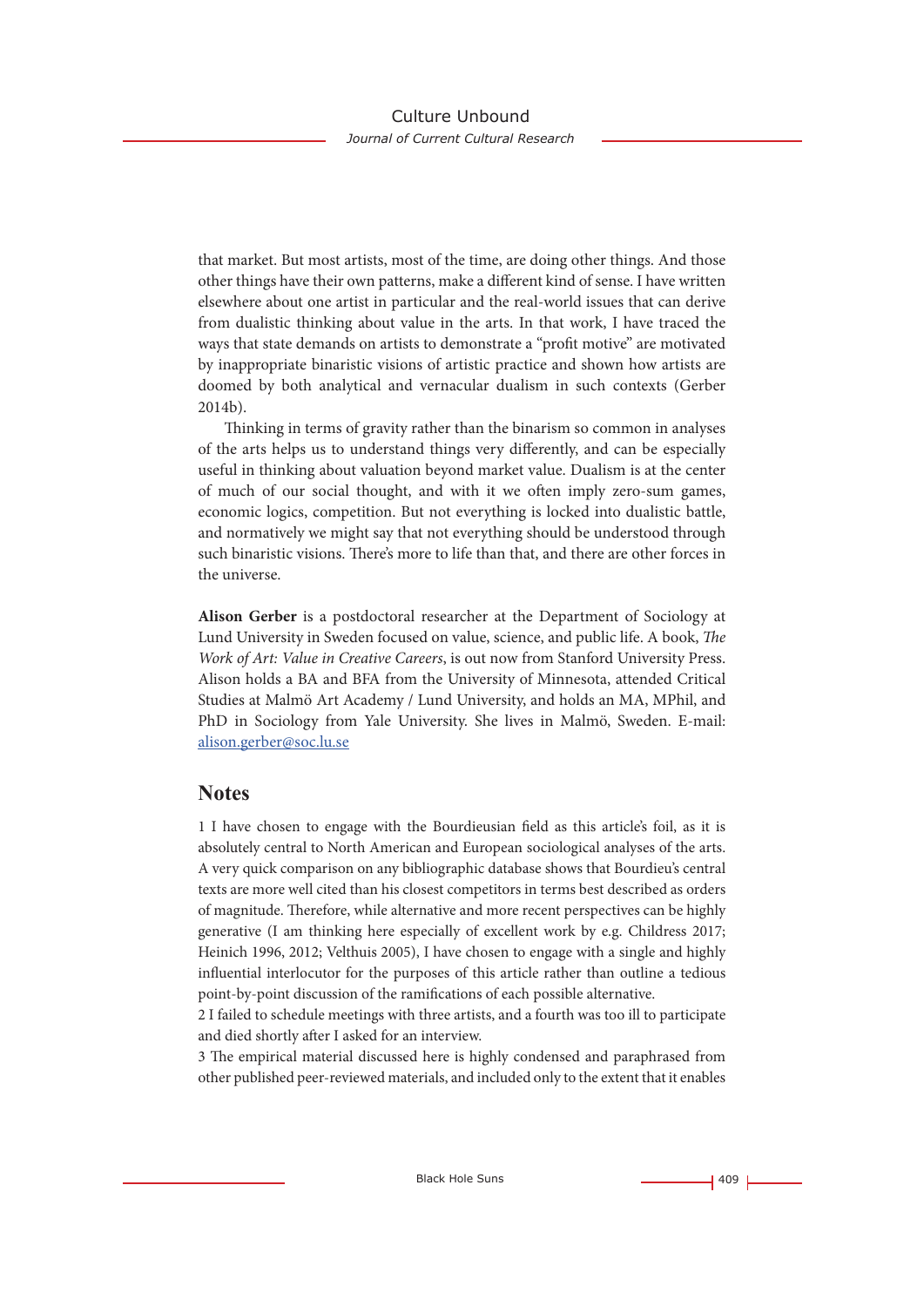that market. But most artists, most of the time, are doing other things. And those other things have their own patterns, make a different kind of sense. I have written elsewhere about one artist in particular and the real-world issues that can derive from dualistic thinking about value in the arts. In that work, I have traced the ways that state demands on artists to demonstrate a "profit motive" are motivated by inappropriate binaristic visions of artistic practice and shown how artists are doomed by both analytical and vernacular dualism in such contexts (Gerber 2014b).

Thinking in terms of gravity rather than the binarism so common in analyses of the arts helps us to understand things very differently, and can be especially useful in thinking about valuation beyond market value. Dualism is at the center of much of our social thought, and with it we often imply zero-sum games, economic logics, competition. But not everything is locked into dualistic battle, and normatively we might say that not everything should be understood through such binaristic visions. There's more to life than that, and there are other forces in the universe.

**Alison Gerber** is a postdoctoral researcher at the Department of Sociology at Lund University in Sweden focused on value, science, and public life. A book, *The Work of Art: Value in Creative Careers*, is out now from Stanford University Press. Alison holds a BA and BFA from the University of Minnesota, attended Critical Studies at Malmö Art Academy / Lund University, and holds an MA, MPhil, and PhD in Sociology from Yale University. She lives in Malmö, Sweden. E-mail: alison.gerber@soc.lu.se

## Notes

1 I have chosen to engage with the Bourdieusian field as this article's foil, as it is absolutely central to North American and European sociological analyses of the arts. A very quick comparison on any bibliographic database shows that Bourdieu's central texts are more well cited than his closest competitors in terms best described as orders of magnitude. Therefore, while alternative and more recent perspectives can be highly generative (I am thinking here especially of excellent work by e.g. Childress 2017; Heinich 1996, 2012; Velthuis 2005), I have chosen to engage with a single and highly influential interlocutor for the purposes of this article rather than outline a tedious point-by-point discussion of the ramifications of each possible alternative.

2 I failed to schedule meetings with three artists, and a fourth was too ill to participate and died shortly after I asked for an interview.

3 The empirical material discussed here is highly condensed and paraphrased from other published peer-reviewed materials, and included only to the extent that it enables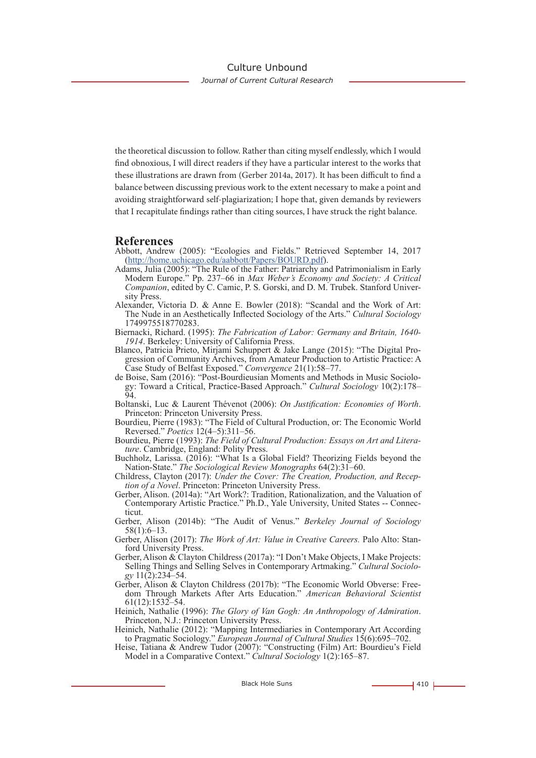the theoretical discussion to follow. Rather than citing myself endlessly, which I would find obnoxious, I will direct readers if they have a particular interest to the works that these illustrations are drawn from (Gerber 2014a, 2017). It has been difficult to find a balance between discussing previous work to the extent necessary to make a point and avoiding straightforward self-plagiarization; I hope that, given demands by reviewers that I recapitulate findings rather than citing sources, I have struck the right balance.

## References

Abbott, Andrew (2005): "Ecologies and Fields." Retrieved September 14, 2017 (http://home.uchicago.edu/aabbott/Papers/BOURD.pdf).

Adams, Julia (2005): "The Rule of the Father: Patriarchy and Patrimonialism in Early Modern Europe." Pp. 237–66 in *Max Weber's Economy and Society: A Critical Companion*, edited by C. Camic, P. S. Gorski, and D. M. Trubek. Stanford University Press.

Alexander, Victoria D. & Anne E. Bowler (2018): "Scandal and the Work of Art: The Nude in an Aesthetically Inflected Sociology of the Arts." *Cultural Sociology* 1749975518770283.

Biernacki, Richard. (1995): *The Fabrication of Labor: Germany and Britain, 1640-1914*. Berkeley: University of California Press.

Blanco, Patricia Prieto, Mirjami Schuppert & Jake Lange (2015): "The Digital Progression of Community Archives, from Amateur Production to Artistic Practice: A Case Study of Belfast Exposed." *Convergence* 21(1):58–77.

de Boise, Sam (2016): "Post-Bourdieusian Moments and Methods in Music Sociology: Toward a Critical, Practice-Based Approach." *Cultural Sociology* 10(2):178–94.

Boltanski, Luc & Laurent Thévenot (2006): *On Justification: Economies of Worth*. Princeton: Princeton University Press.

Bourdieu, Pierre (1983): "The Field of Cultural Production, or: The Economic World Reversed." *Poetics* 12(4–5):311–56.

Bourdieu, Pierre (1993): *The Field of Cultural Production: Essays on Art and Literature*. Cambridge, England: Polity Press.

Buchholz, Larissa. (2016): "What Is a Global Field? Theorizing Fields beyond the Nation-State." *The Sociological Review Monographs* 64(2):31–60.

Childress, Clayton (2017): *Under the Cover: The Creation, Production, and Reception of a Novel*. Princeton: Princeton University Press.

Gerber, Alison. (2014a): "Art Work?: Tradition, Rationalization, and the Valuation of Contemporary Artistic Practice." Ph.D., Yale University, United States -- Connecticut.

Gerber, Alison (2014b): "The Audit of Venus." *Berkeley Journal of Sociology* 58(1):6–13.

Gerber, Alison (2017): *The Work of Art: Value in Creative Careers.* Palo Alto: Stanford University Press.

Gerber, Alison & Clayton Childress (2017a): "I Don't Make Objects, I Make Projects: Selling Things and Selling Selves in Contemporary Artmaking." *Cultural Sociology* 11(2):234–54.

Gerber, Alison & Clayton Childress (2017b): "The Economic World Obverse: Freedom Through Markets After Arts Education." *American Behavioral Scientist* 61(12):1532–54.

Heinich, Nathalie (1996): *The Glory of Van Gogh: An Anthropology of Admiration*. Princeton, N.J.: Princeton University Press.

Heinich, Nathalie (2012): "Mapping Intermediaries in Contemporary Art According to Pragmatic Sociology." *European Journal of Cultural Studies* 15(6):695–702.

Heise, Tatiana & Andrew Tudor (2007): "Constructing (Film) Art: Bourdieu's Field Model in a Comparative Context." *Cultural Sociology* 1(2):165–87.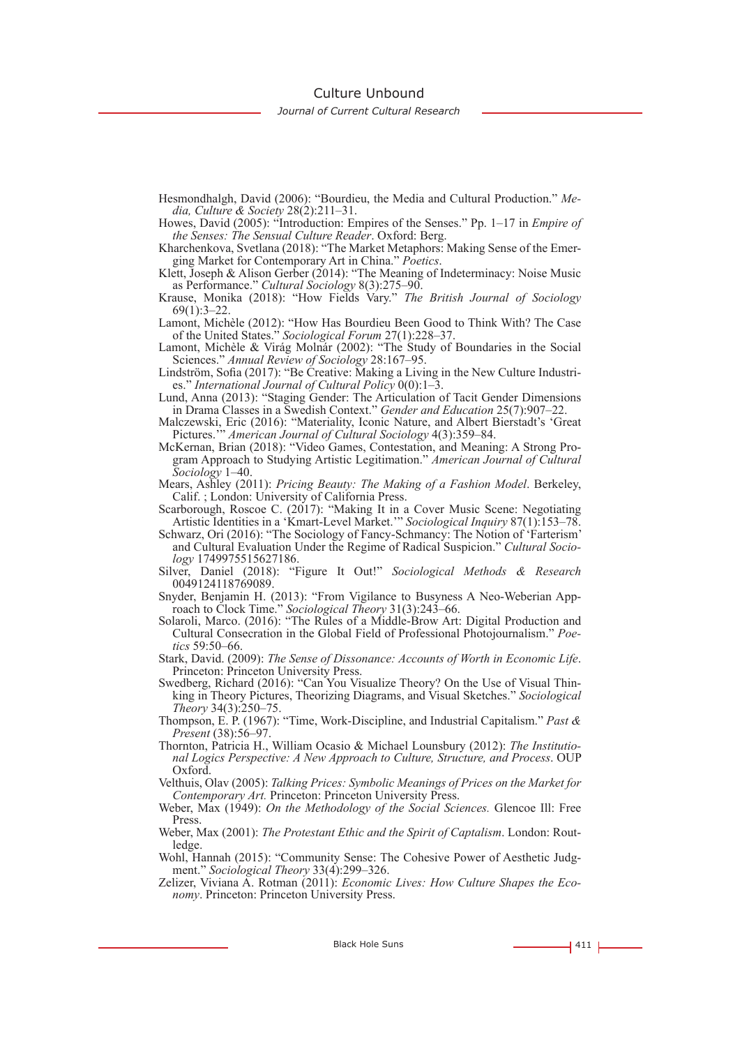Hesmondhalgh, David (2006): "Bourdieu, the Media and Cultural Production." *Media, Culture & Society* 28(2):211–31.

Howes, David (2005): "Introduction: Empires of the Senses." Pp. 1–17 in *Empire of the Senses: The Sensual Culture Reader*. Oxford: Berg.

Kharchenkova, Svetlana (2018): "The Market Metaphors: Making Sense of the Emerging Market for Contemporary Art in China." *Poetics*.

Klett, Joseph & Alison Gerber (2014): "The Meaning of Indeterminacy: Noise Music as Performance." *Cultural Sociology* 8(3):275–90.

Krause, Monika (2018): "How Fields Vary." *The British Journal of Sociology* 69(1):3–22.

Lamont, Michèle (2012): "How Has Bourdieu Been Good to Think With? The Case of the United States." *Sociological Forum* 27(1):228–37.

Lamont, Michèle & Virág Molnár (2002): "The Study of Boundaries in the Social Sciences." *Annual Review of Sociology* 28:167–95.

Lindström, Sofia (2017): "Be Creative: Making a Living in the New Culture Industries." *International Journal of Cultural Policy* 0(0):1–3.

Lund, Anna (2013): "Staging Gender: The Articulation of Tacit Gender Dimensions in Drama Classes in a Swedish Context." *Gender and Education* 25(7):907–22.

Malczewski, Eric (2016): "Materiality, Iconic Nature, and Albert Bierstadt's 'Great Pictures.'" *American Journal of Cultural Sociology* 4(3):359–84.

McKernan, Brian (2018): "Video Games, Contestation, and Meaning: A Strong Program Approach to Studying Artistic Legitimation." *American Journal of Cultural Sociology* 1–40.

Mears, Ashley (2011): *Pricing Beauty: The Making of a Fashion Model*. Berkeley, Calif. ; London: University of California Press.

Scarborough, Roscoe C. (2017): "Making It in a Cover Music Scene: Negotiating Artistic Identities in a 'Kmart-Level Market.'" *Sociological Inquiry* 87(1):153–78.

Schwarz, Ori (2016): "The Sociology of Fancy-Schmancy: The Notion of 'Farterism' and Cultural Evaluation Under the Regime of Radical Suspicion." *Cultural Sociology* 1749975515627186.

Silver, Daniel (2018): "Figure It Out!" *Sociological Methods & Research* 0049124118769089.

Snyder, Benjamin H. (2013): "From Vigilance to Busyness A Neo-Weberian Approach to Clock Time." *Sociological Theory* 31(3):243–66.

Solaroli, Marco. (2016): "The Rules of a Middle-Brow Art: Digital Production and Cultural Consecration in the Global Field of Professional Photojournalism." *Poetics* 59:50–66.

Stark, David. (2009): *The Sense of Dissonance: Accounts of Worth in Economic Life*. Princeton: Princeton University Press.

Swedberg, Richard (2016): "Can You Visualize Theory? On the Use of Visual Thinking in Theory Pictures, Theorizing Diagrams, and Visual Sketches." *Sociological Theory* 34(3):250–75.

Thompson, E. P. (1967): "Time, Work-Discipline, and Industrial Capitalism." *Past & Present* (38):56–97.

Thornton, Patricia H., William Ocasio & Michael Lounsbury (2012): *The Institutional Logics Perspective: A New Approach to Culture, Structure, and Process*. OUP Oxford.

Velthuis, Olav (2005): *Talking Prices: Symbolic Meanings of Prices on the Market for Contemporary Art.* Princeton: Princeton University Press.

Weber, Max (1949): *On the Methodology of the Social Sciences.* Glencoe Ill: Free Press.

Weber, Max (2001): *The Protestant Ethic and the Spirit of Captalism*. London: Routledge.

Wohl, Hannah (2015): "Community Sense: The Cohesive Power of Aesthetic Judgment." *Sociological Theory* 33(4):299–326.

Zelizer, Viviana A. Rotman (2011): *Economic Lives: How Culture Shapes the Economy*. Princeton: Princeton University Press.